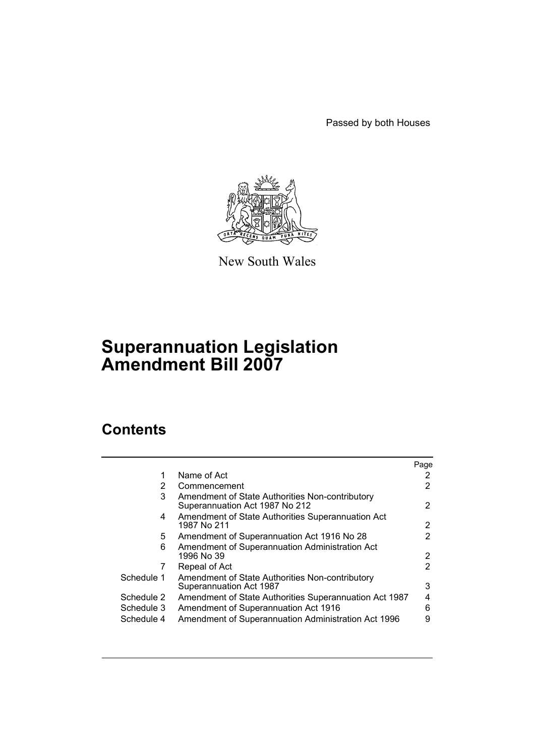Passed by both Houses

New South Wales

# Superannuation Legislation Amendment Bill 2007

## Contents

| | | Page |
|---|---|---|
| 1 | Name of Act | 2 |
| 2 | Commencement | 2 |
| 3 | Amendment of State Authorities Non-contributory Superannuation Act 1987 No 212 | 2 |
| 4 | Amendment of State Authorities Superannuation Act 1987 No 211 | 2 |
| 5 | Amendment of Superannuation Act 1916 No 28 | 2 |
| 6 | Amendment of Superannuation Administration Act 1996 No 39 | 2 |
| 7 | Repeal of Act | 2 |
| Schedule 1 | Amendment of State Authorities Non-contributory Superannuation Act 1987 | 3 |
| Schedule 2 | Amendment of State Authorities Superannuation Act 1987 | 4 |
| Schedule 3 | Amendment of Superannuation Act 1916 | 6 |
| Schedule 4 | Amendment of Superannuation Administration Act 1996 | 9 |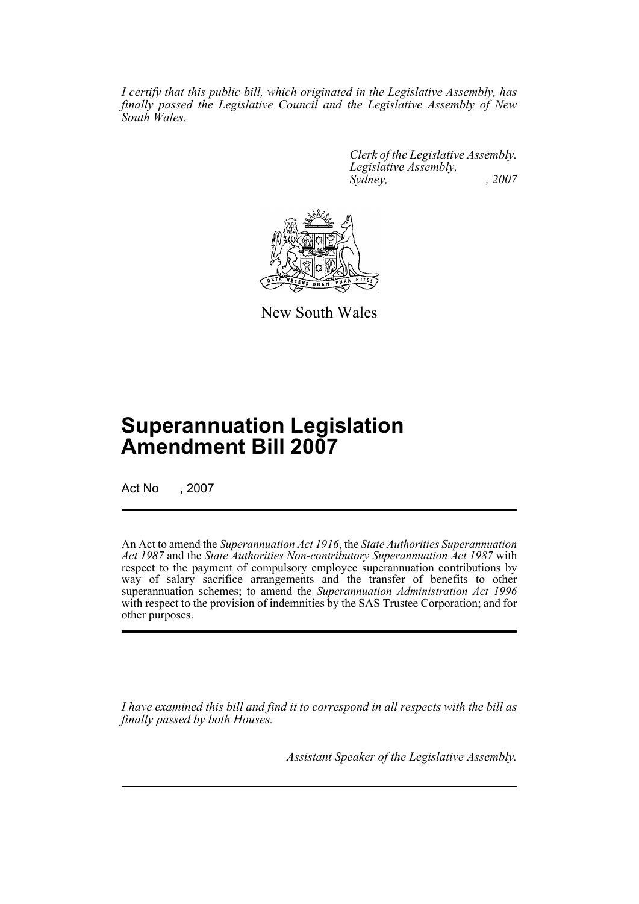*I certify that this public bill, which originated in the Legislative Assembly, has finally passed the Legislative Council and the Legislative Assembly of New South Wales.*

*Clerk of the Legislative Assembly.*
*Legislative Assembly,*
*Sydney, , 2007*

New South Wales

# Superannuation Legislation Amendment Bill 2007

Act No , 2007

An Act to amend the *Superannuation Act 1916*, the *State Authorities Superannuation Act 1987* and the *State Authorities Non-contributory Superannuation Act 1987* with respect to the payment of compulsory employee superannuation contributions by way of salary sacrifice arrangements and the transfer of benefits to other superannuation schemes; to amend the *Superannuation Administration Act 1996* with respect to the provision of indemnities by the SAS Trustee Corporation; and for other purposes.

*I have examined this bill and find it to correspond in all respects with the bill as finally passed by both Houses.*

*Assistant Speaker of the Legislative Assembly.*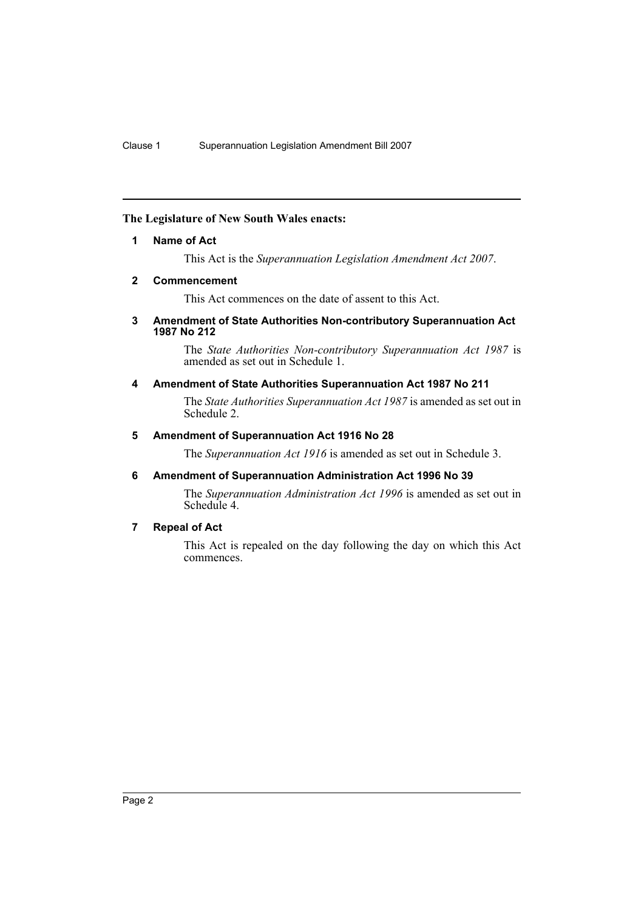**The Legislature of New South Wales enacts:**

**1 Name of Act**

This Act is the *Superannuation Legislation Amendment Act 2007*.

**2 Commencement**

This Act commences on the date of assent to this Act.

**3 Amendment of State Authorities Non-contributory Superannuation Act 1987 No 212**

The *State Authorities Non-contributory Superannuation Act 1987* is amended as set out in Schedule 1.

**4 Amendment of State Authorities Superannuation Act 1987 No 211**

The *State Authorities Superannuation Act 1987* is amended as set out in Schedule 2.

**5 Amendment of Superannuation Act 1916 No 28**

The *Superannuation Act 1916* is amended as set out in Schedule 3.

**6 Amendment of Superannuation Administration Act 1996 No 39**

The *Superannuation Administration Act 1996* is amended as set out in Schedule 4.

**7 Repeal of Act**

This Act is repealed on the day following the day on which this Act commences.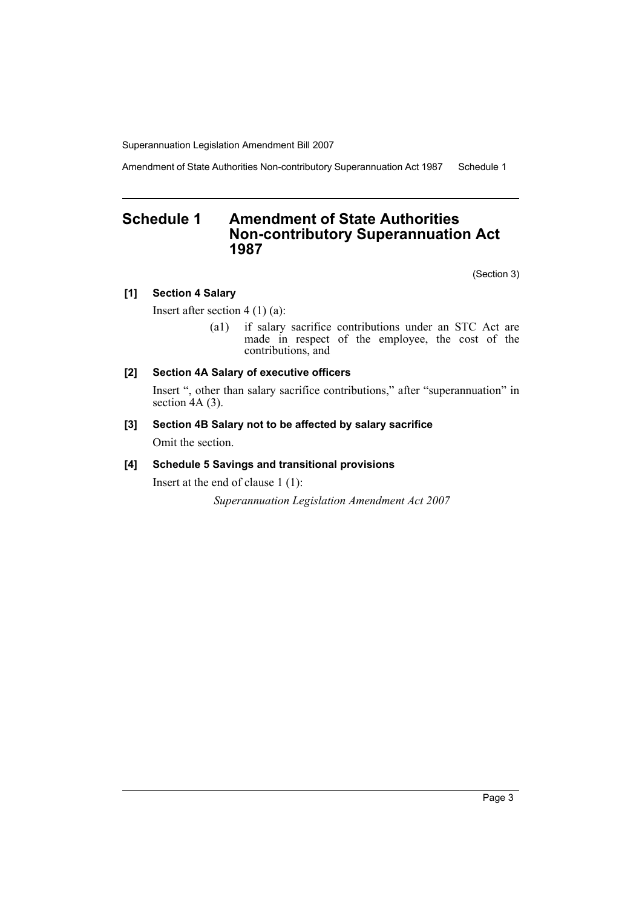# Schedule 1 Amendment of State Authorities Non-contributory Superannuation Act 1987

(Section 3)

**[1] Section 4 Salary**

Insert after section 4 (1) (a):

> (a1) if salary sacrifice contributions under an STC Act are made in respect of the employee, the cost of the contributions, and

**[2] Section 4A Salary of executive officers**

Insert ", other than salary sacrifice contributions," after "superannuation" in section 4A (3).

**[3] Section 4B Salary not to be affected by salary sacrifice**

Omit the section.

**[4] Schedule 5 Savings and transitional provisions**

Insert at the end of clause 1 (1):

> *Superannuation Legislation Amendment Act 2007*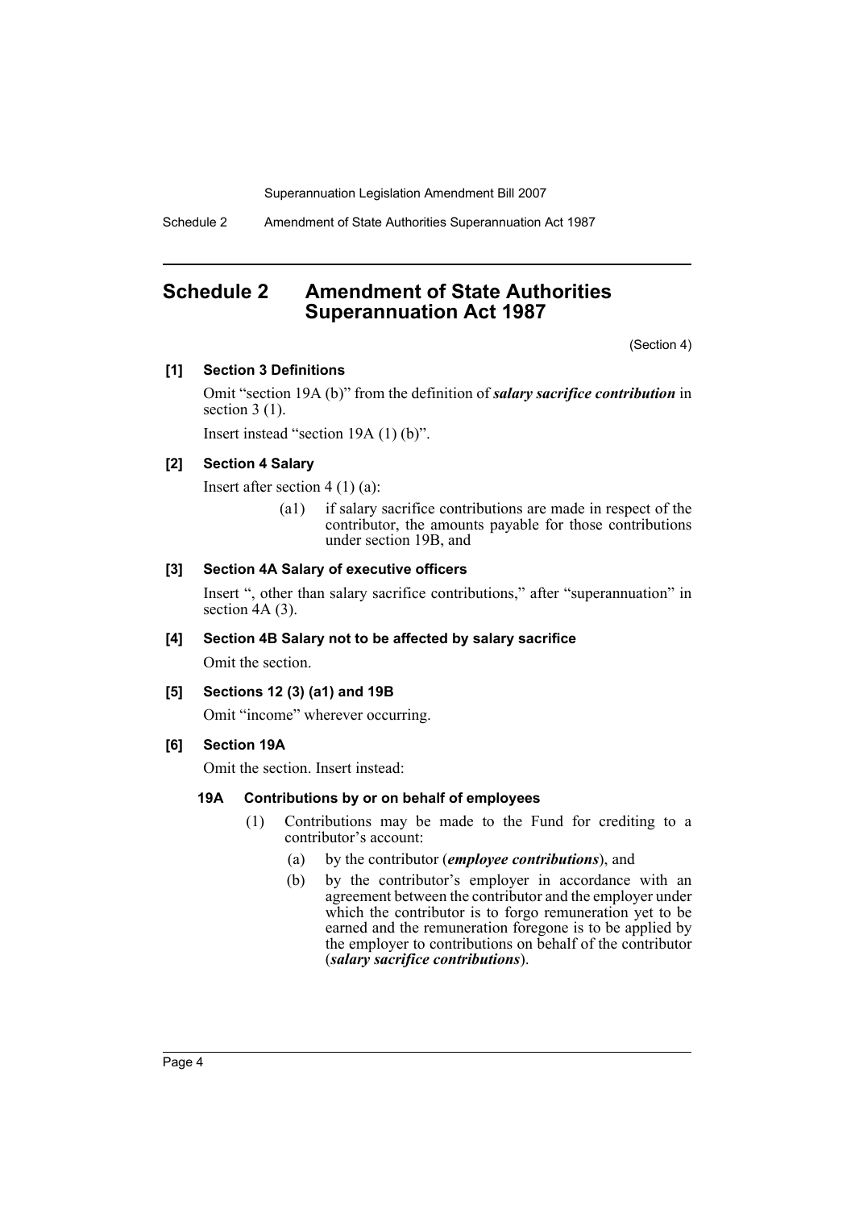# Schedule 2 Amendment of State Authorities Superannuation Act 1987

(Section 4)

**[1] Section 3 Definitions**

Omit "section 19A (b)" from the definition of ***salary sacrifice contribution*** in section 3 (1).

Insert instead "section 19A (1) (b)".

**[2] Section 4 Salary**

Insert after section 4 (1) (a):

(a1) if salary sacrifice contributions are made in respect of the contributor, the amounts payable for those contributions under section 19B, and

**[3] Section 4A Salary of executive officers**

Insert ", other than salary sacrifice contributions," after "superannuation" in section 4A (3).

**[4] Section 4B Salary not to be affected by salary sacrifice**

Omit the section.

**[5] Sections 12 (3) (a1) and 19B**

Omit "income" wherever occurring.

**[6] Section 19A**

Omit the section. Insert instead:

**19A Contributions by or on behalf of employees**

(1) Contributions may be made to the Fund for crediting to a contributor's account:

(a) by the contributor (***employee contributions***), and

(b) by the contributor's employer in accordance with an agreement between the contributor and the employer under which the contributor is to forgo remuneration yet to be earned and the remuneration foregone is to be applied by the employer to contributions on behalf of the contributor (***salary sacrifice contributions***).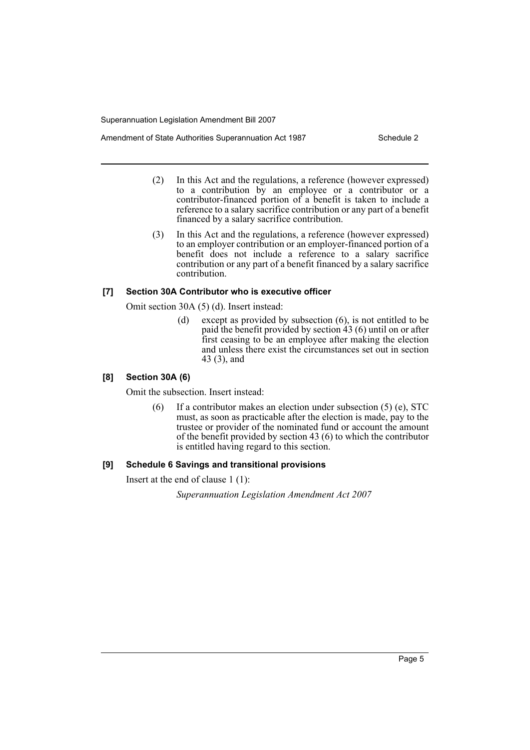(2) In this Act and the regulations, a reference (however expressed) to a contribution by an employee or a contributor or a contributor-financed portion of a benefit is taken to include a reference to a salary sacrifice contribution or any part of a benefit financed by a salary sacrifice contribution.

(3) In this Act and the regulations, a reference (however expressed) to an employer contribution or an employer-financed portion of a benefit does not include a reference to a salary sacrifice contribution or any part of a benefit financed by a salary sacrifice contribution.

### [7] Section 30A Contributor who is executive officer

Omit section 30A (5) (d). Insert instead:

> (d) except as provided by subsection (6), is not entitled to be paid the benefit provided by section 43 (6) until on or after first ceasing to be an employee after making the election and unless there exist the circumstances set out in section 43 (3), and

### [8] Section 30A (6)

Omit the subsection. Insert instead:

> (6) If a contributor makes an election under subsection (5) (e), STC must, as soon as practicable after the election is made, pay to the trustee or provider of the nominated fund or account the amount of the benefit provided by section 43 (6) to which the contributor is entitled having regard to this section.

### [9] Schedule 6 Savings and transitional provisions

Insert at the end of clause 1 (1):

> *Superannuation Legislation Amendment Act 2007*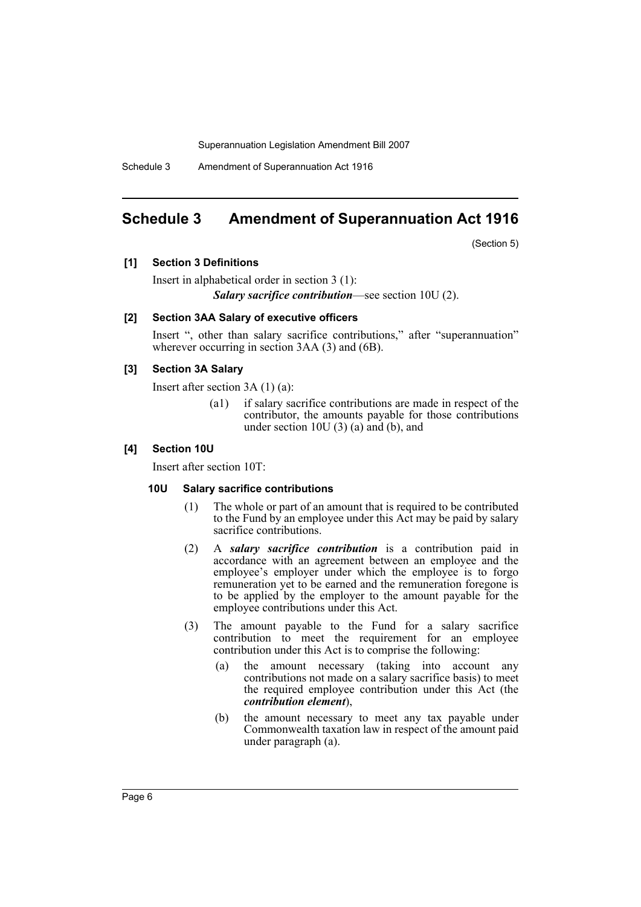# Schedule 3 Amendment of Superannuation Act 1916

(Section 5)

**[1] Section 3 Definitions**

Insert in alphabetical order in section 3 (1):

***Salary sacrifice contribution***—see section 10U (2).

**[2] Section 3AA Salary of executive officers**

Insert ", other than salary sacrifice contributions," after "superannuation" wherever occurring in section 3AA (3) and (6B).

**[3] Section 3A Salary**

Insert after section 3A (1) (a):

(a1) if salary sacrifice contributions are made in respect of the contributor, the amounts payable for those contributions under section 10U (3) (a) and (b), and

**[4] Section 10U**

Insert after section 10T:

**10U Salary sacrifice contributions**

(1) The whole or part of an amount that is required to be contributed to the Fund by an employee under this Act may be paid by salary sacrifice contributions.

(2) A ***salary sacrifice contribution*** is a contribution paid in accordance with an agreement between an employee and the employee's employer under which the employee is to forgo remuneration yet to be earned and the remuneration foregone is to be applied by the employer to the amount payable for the employee contributions under this Act.

(3) The amount payable to the Fund for a salary sacrifice contribution to meet the requirement for an employee contribution under this Act is to comprise the following:

(a) the amount necessary (taking into account any contributions not made on a salary sacrifice basis) to meet the required employee contribution under this Act (the ***contribution element***),

(b) the amount necessary to meet any tax payable under Commonwealth taxation law in respect of the amount paid under paragraph (a).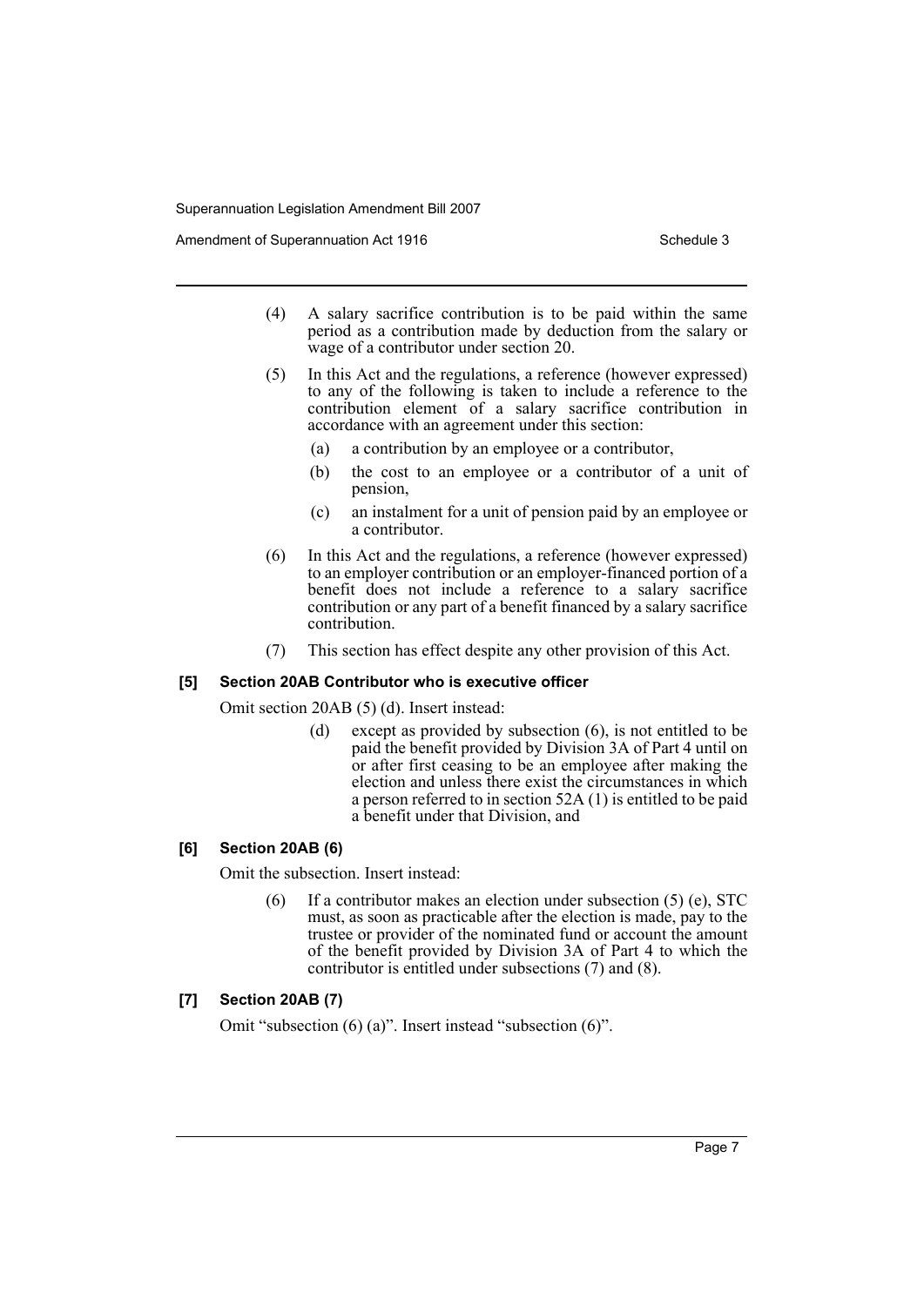(4) A salary sacrifice contribution is to be paid within the same period as a contribution made by deduction from the salary or wage of a contributor under section 20.

(5) In this Act and the regulations, a reference (however expressed) to any of the following is taken to include a reference to the contribution element of a salary sacrifice contribution in accordance with an agreement under this section:

- (a) a contribution by an employee or a contributor,
- (b) the cost to an employee or a contributor of a unit of pension,
- (c) an instalment for a unit of pension paid by an employee or a contributor.

(6) In this Act and the regulations, a reference (however expressed) to an employer contribution or an employer-financed portion of a benefit does not include a reference to a salary sacrifice contribution or any part of a benefit financed by a salary sacrifice contribution.

(7) This section has effect despite any other provision of this Act.

### [5] Section 20AB Contributor who is executive officer

Omit section 20AB (5) (d). Insert instead:

> (d) except as provided by subsection (6), is not entitled to be paid the benefit provided by Division 3A of Part 4 until on or after first ceasing to be an employee after making the election and unless there exist the circumstances in which a person referred to in section 52A (1) is entitled to be paid a benefit under that Division, and

### [6] Section 20AB (6)

Omit the subsection. Insert instead:

> (6) If a contributor makes an election under subsection (5) (e), STC must, as soon as practicable after the election is made, pay to the trustee or provider of the nominated fund or account the amount of the benefit provided by Division 3A of Part 4 to which the contributor is entitled under subsections (7) and (8).

### [7] Section 20AB (7)

Omit "subsection (6) (a)". Insert instead "subsection (6)".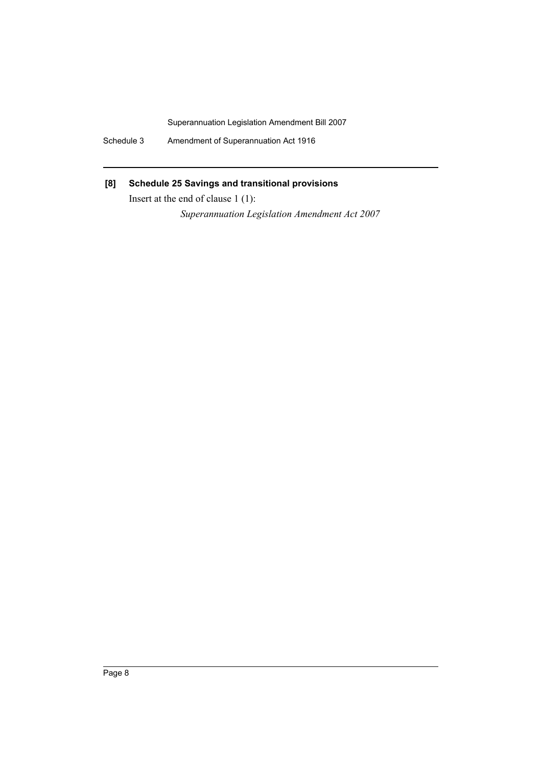**[8] Schedule 25 Savings and transitional provisions**

Insert at the end of clause 1 (1):

*Superannuation Legislation Amendment Act 2007*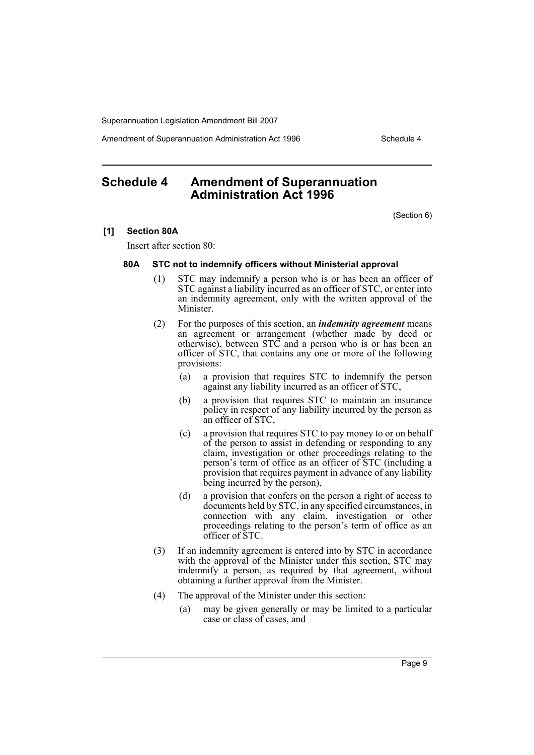# Schedule 4 Amendment of Superannuation Administration Act 1996

(Section 6)

**[1] Section 80A**

Insert after section 80:

**80A STC not to indemnify officers without Ministerial approval**

(1) STC may indemnify a person who is or has been an officer of STC against a liability incurred as an officer of STC, or enter into an indemnity agreement, only with the written approval of the Minister.

(2) For the purposes of this section, an ***indemnity agreement*** means an agreement or arrangement (whether made by deed or otherwise), between STC and a person who is or has been an officer of STC, that contains any one or more of the following provisions:

(a) a provision that requires STC to indemnify the person against any liability incurred as an officer of STC,

(b) a provision that requires STC to maintain an insurance policy in respect of any liability incurred by the person as an officer of STC,

(c) a provision that requires STC to pay money to or on behalf of the person to assist in defending or responding to any claim, investigation or other proceedings relating to the person's term of office as an officer of STC (including a provision that requires payment in advance of any liability being incurred by the person),

(d) a provision that confers on the person a right of access to documents held by STC, in any specified circumstances, in connection with any claim, investigation or other proceedings relating to the person's term of office as an officer of STC.

(3) If an indemnity agreement is entered into by STC in accordance with the approval of the Minister under this section, STC may indemnify a person, as required by that agreement, without obtaining a further approval from the Minister.

(4) The approval of the Minister under this section:

(a) may be given generally or may be limited to a particular case or class of cases, and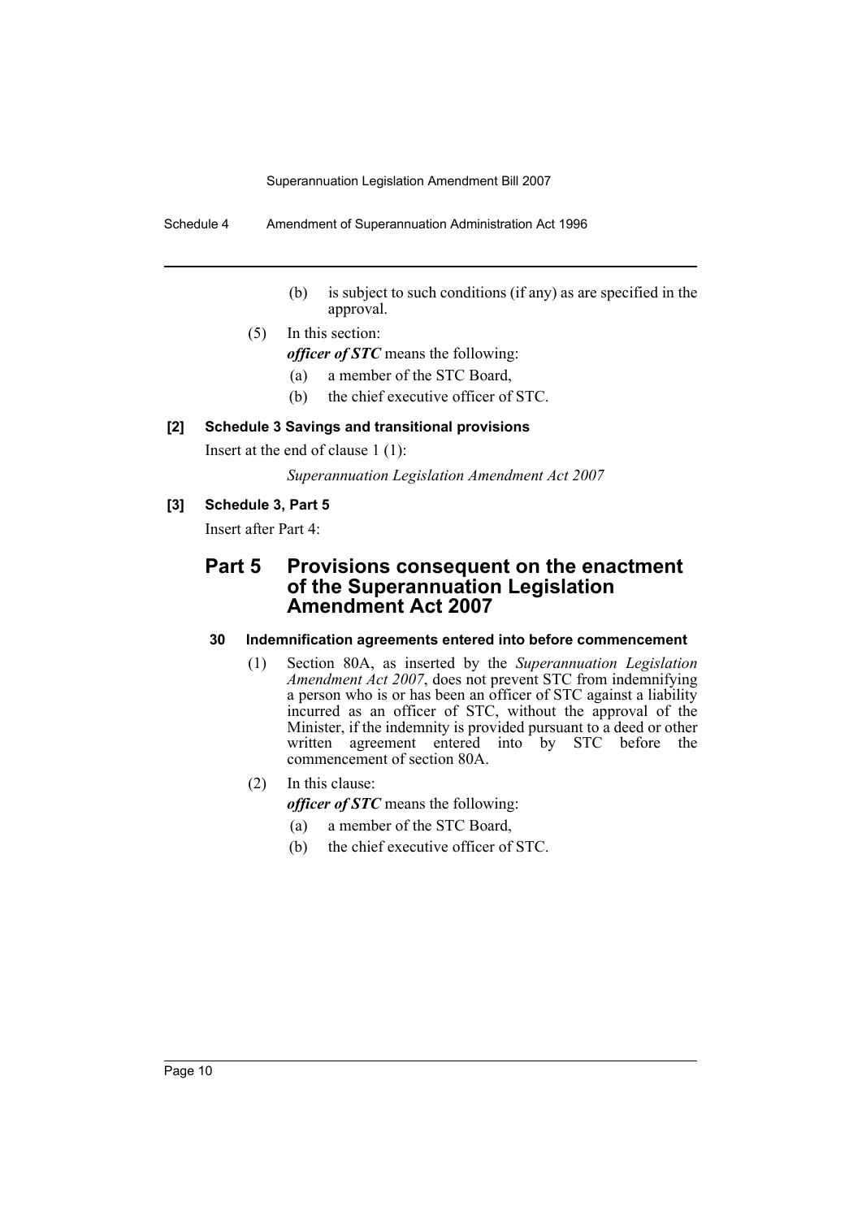(b) is subject to such conditions (if any) as are specified in the approval.

(5) In this section:

***officer of STC*** means the following:

(a) a member of the STC Board,

(b) the chief executive officer of STC.

#### [2] Schedule 3 Savings and transitional provisions

Insert at the end of clause 1 (1):

*Superannuation Legislation Amendment Act 2007*

#### [3] Schedule 3, Part 5

Insert after Part 4:

## Part 5 Provisions consequent on the enactment of the Superannuation Legislation Amendment Act 2007

### 30 Indemnification agreements entered into before commencement

(1) Section 80A, as inserted by the *Superannuation Legislation Amendment Act 2007*, does not prevent STC from indemnifying a person who is or has been an officer of STC against a liability incurred as an officer of STC, without the approval of the Minister, if the indemnity is provided pursuant to a deed or other written agreement entered into by STC before the commencement of section 80A.

(2) In this clause:

***officer of STC*** means the following:

(a) a member of the STC Board,

(b) the chief executive officer of STC.